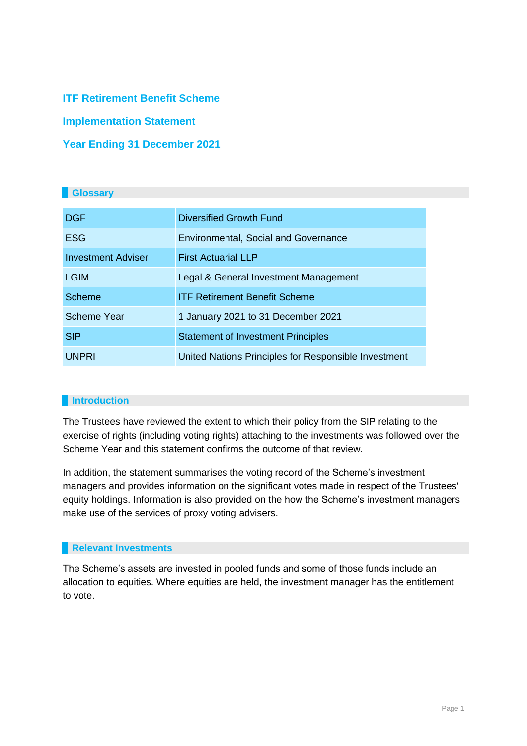# ITF Retirement Benefit Scheme

# Implementation Statement

# Year Ending 31 December 2021

## Glossary

| | |
|---|---|
| DGF | Diversified Growth Fund |
| ESG | Environmental, Social and Governance |
| Investment Adviser | First Actuarial LLP |
| LGIM | Legal & General Investment Management |
| Scheme | ITF Retirement Benefit Scheme |
| Scheme Year | 1 January 2021 to 31 December 2021 |
| SIP | Statement of Investment Principles |
| UNPRI | United Nations Principles for Responsible Investment |

## Introduction

The Trustees have reviewed the extent to which their policy from the SIP relating to the exercise of rights (including voting rights) attaching to the investments was followed over the Scheme Year and this statement confirms the outcome of that review.

In addition, the statement summarises the voting record of the Scheme's investment managers and provides information on the significant votes made in respect of the Trustees' equity holdings. Information is also provided on the how the Scheme's investment managers make use of the services of proxy voting advisers.

## Relevant Investments

The Scheme's assets are invested in pooled funds and some of those funds include an allocation to equities. Where equities are held, the investment manager has the entitlement to vote.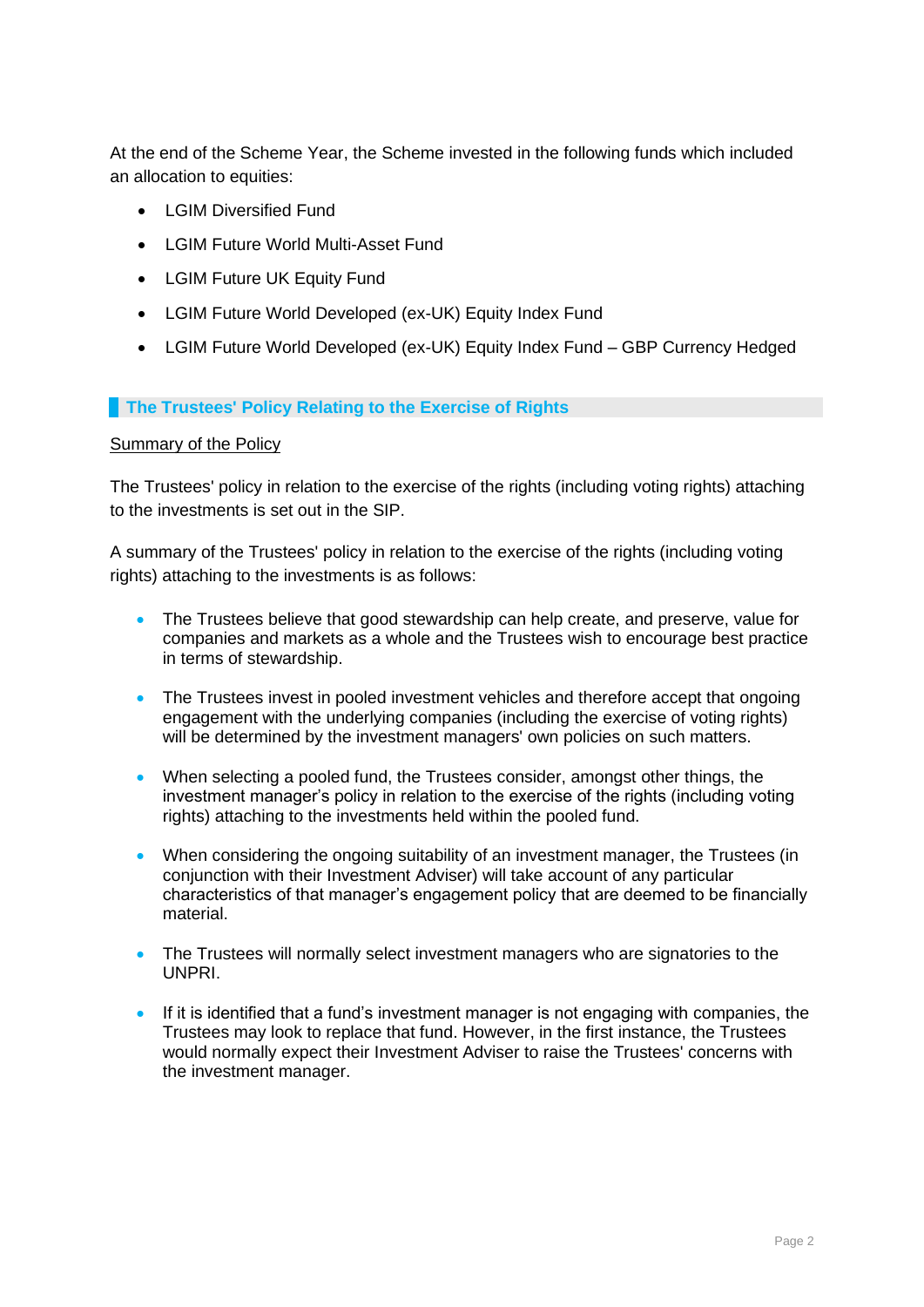At the end of the Scheme Year, the Scheme invested in the following funds which included an allocation to equities:

- LGIM Diversified Fund
- LGIM Future World Multi-Asset Fund
- LGIM Future UK Equity Fund
- LGIM Future World Developed (ex-UK) Equity Index Fund
- LGIM Future World Developed (ex-UK) Equity Index Fund – GBP Currency Hedged

## The Trustees' Policy Relating to the Exercise of Rights

<u>Summary of the Policy</u>

The Trustees' policy in relation to the exercise of the rights (including voting rights) attaching to the investments is set out in the SIP.

A summary of the Trustees' policy in relation to the exercise of the rights (including voting rights) attaching to the investments is as follows:

- The Trustees believe that good stewardship can help create, and preserve, value for companies and markets as a whole and the Trustees wish to encourage best practice in terms of stewardship.
- The Trustees invest in pooled investment vehicles and therefore accept that ongoing engagement with the underlying companies (including the exercise of voting rights) will be determined by the investment managers' own policies on such matters.
- When selecting a pooled fund, the Trustees consider, amongst other things, the investment manager's policy in relation to the exercise of the rights (including voting rights) attaching to the investments held within the pooled fund.
- When considering the ongoing suitability of an investment manager, the Trustees (in conjunction with their Investment Adviser) will take account of any particular characteristics of that manager's engagement policy that are deemed to be financially material.
- The Trustees will normally select investment managers who are signatories to the UNPRI.
- If it is identified that a fund's investment manager is not engaging with companies, the Trustees may look to replace that fund. However, in the first instance, the Trustees would normally expect their Investment Adviser to raise the Trustees' concerns with the investment manager.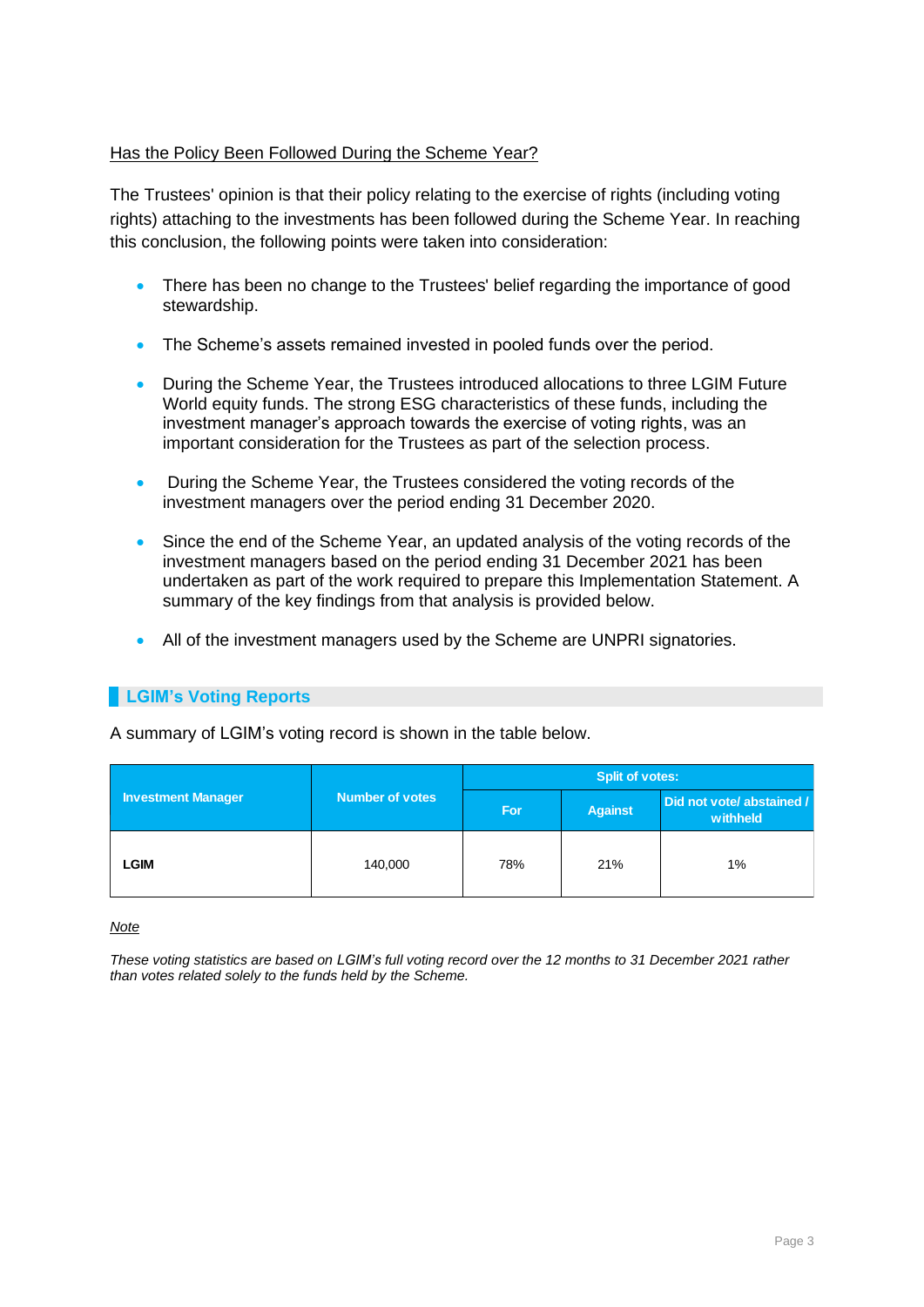Has the Policy Been Followed During the Scheme Year?

The Trustees' opinion is that their policy relating to the exercise of rights (including voting rights) attaching to the investments has been followed during the Scheme Year. In reaching this conclusion, the following points were taken into consideration:

- There has been no change to the Trustees' belief regarding the importance of good stewardship.
- The Scheme's assets remained invested in pooled funds over the period.
- During the Scheme Year, the Trustees introduced allocations to three LGIM Future World equity funds. The strong ESG characteristics of these funds, including the investment manager's approach towards the exercise of voting rights, was an important consideration for the Trustees as part of the selection process.
- During the Scheme Year, the Trustees considered the voting records of the investment managers over the period ending 31 December 2020.
- Since the end of the Scheme Year, an updated analysis of the voting records of the investment managers based on the period ending 31 December 2021 has been undertaken as part of the work required to prepare this Implementation Statement. A summary of the key findings from that analysis is provided below.
- All of the investment managers used by the Scheme are UNPRI signatories.

## LGIM's Voting Reports

A summary of LGIM's voting record is shown in the table below.

| Investment Manager | Number of votes | Split of votes: | | |
|---|---|---|---|---|
| | | For | Against | Did not vote/ abstained / withheld |
| LGIM | 140,000 | 78% | 21% | 1% |

*Note*

*These voting statistics are based on LGIM's full voting record over the 12 months to 31 December 2021 rather than votes related solely to the funds held by the Scheme.*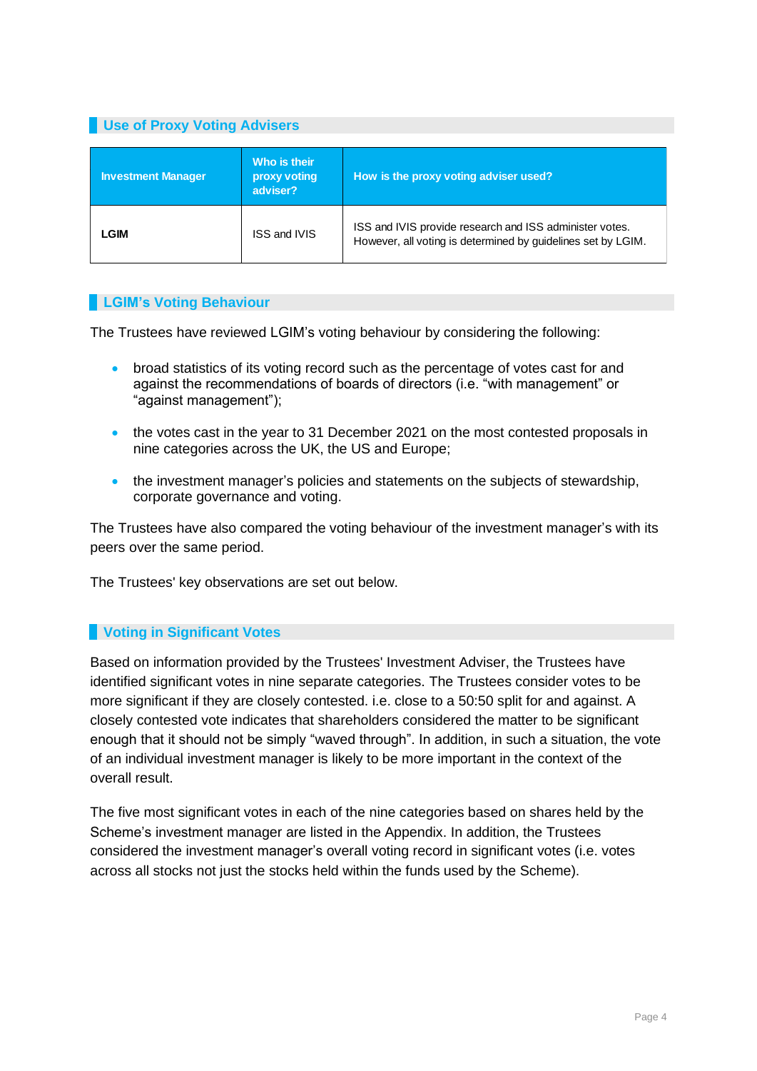## Use of Proxy Voting Advisers

| Investment Manager | Who is their proxy voting adviser? | How is the proxy voting adviser used? |
|---|---|---|
| **LGIM** | ISS and IVIS | ISS and IVIS provide research and ISS administer votes. However, all voting is determined by guidelines set by LGIM. |

## LGIM's Voting Behaviour

The Trustees have reviewed LGIM's voting behaviour by considering the following:

- broad statistics of its voting record such as the percentage of votes cast for and against the recommendations of boards of directors (i.e. "with management" or "against management");
- the votes cast in the year to 31 December 2021 on the most contested proposals in nine categories across the UK, the US and Europe;
- the investment manager's policies and statements on the subjects of stewardship, corporate governance and voting.

The Trustees have also compared the voting behaviour of the investment manager's with its peers over the same period.

The Trustees' key observations are set out below.

## Voting in Significant Votes

Based on information provided by the Trustees' Investment Adviser, the Trustees have identified significant votes in nine separate categories. The Trustees consider votes to be more significant if they are closely contested. i.e. close to a 50:50 split for and against. A closely contested vote indicates that shareholders considered the matter to be significant enough that it should not be simply "waved through". In addition, in such a situation, the vote of an individual investment manager is likely to be more important in the context of the overall result.

The five most significant votes in each of the nine categories based on shares held by the Scheme's investment manager are listed in the Appendix. In addition, the Trustees considered the investment manager's overall voting record in significant votes (i.e. votes across all stocks not just the stocks held within the funds used by the Scheme).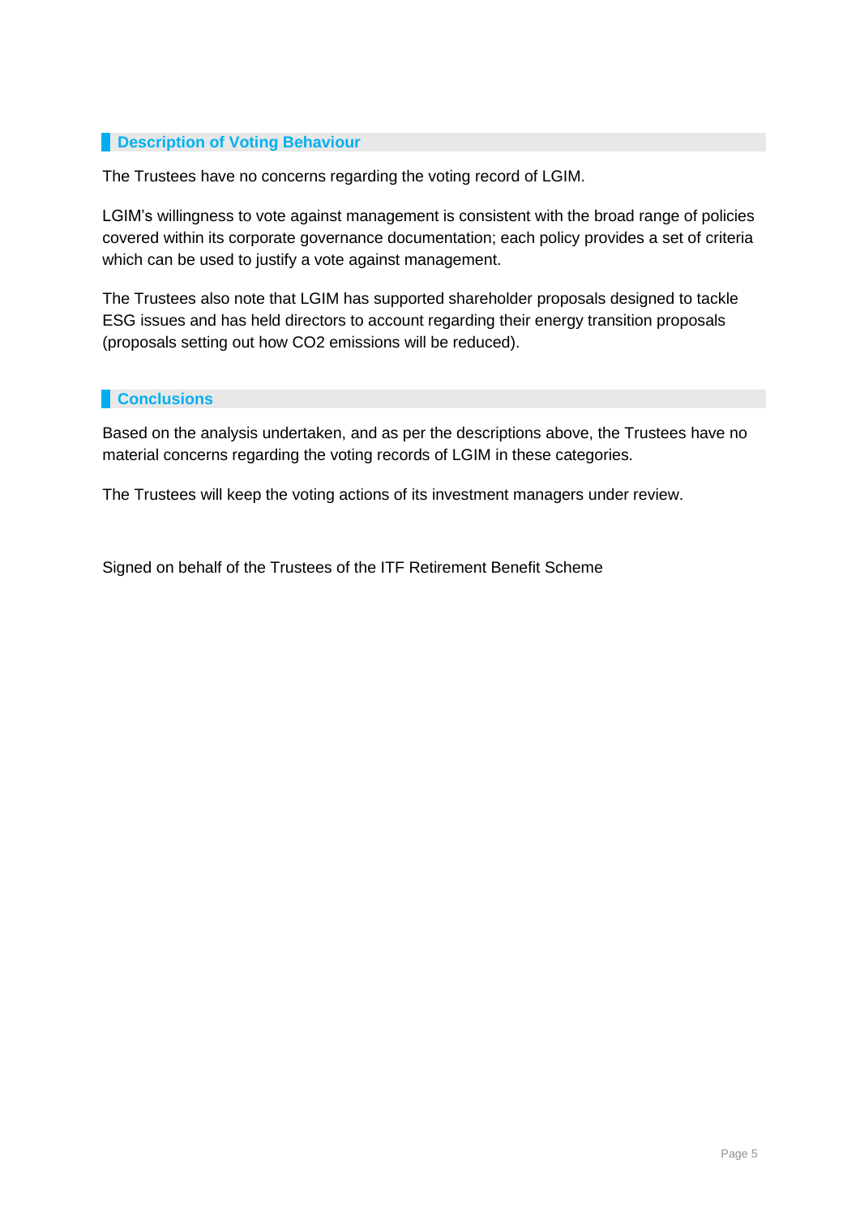## Description of Voting Behaviour

The Trustees have no concerns regarding the voting record of LGIM.

LGIM's willingness to vote against management is consistent with the broad range of policies covered within its corporate governance documentation; each policy provides a set of criteria which can be used to justify a vote against management.

The Trustees also note that LGIM has supported shareholder proposals designed to tackle ESG issues and has held directors to account regarding their energy transition proposals (proposals setting out how $CO_2$ emissions will be reduced).

## Conclusions

Based on the analysis undertaken, and as per the descriptions above, the Trustees have no material concerns regarding the voting records of LGIM in these categories.

The Trustees will keep the voting actions of its investment managers under review.

Signed on behalf of the Trustees of the ITF Retirement Benefit Scheme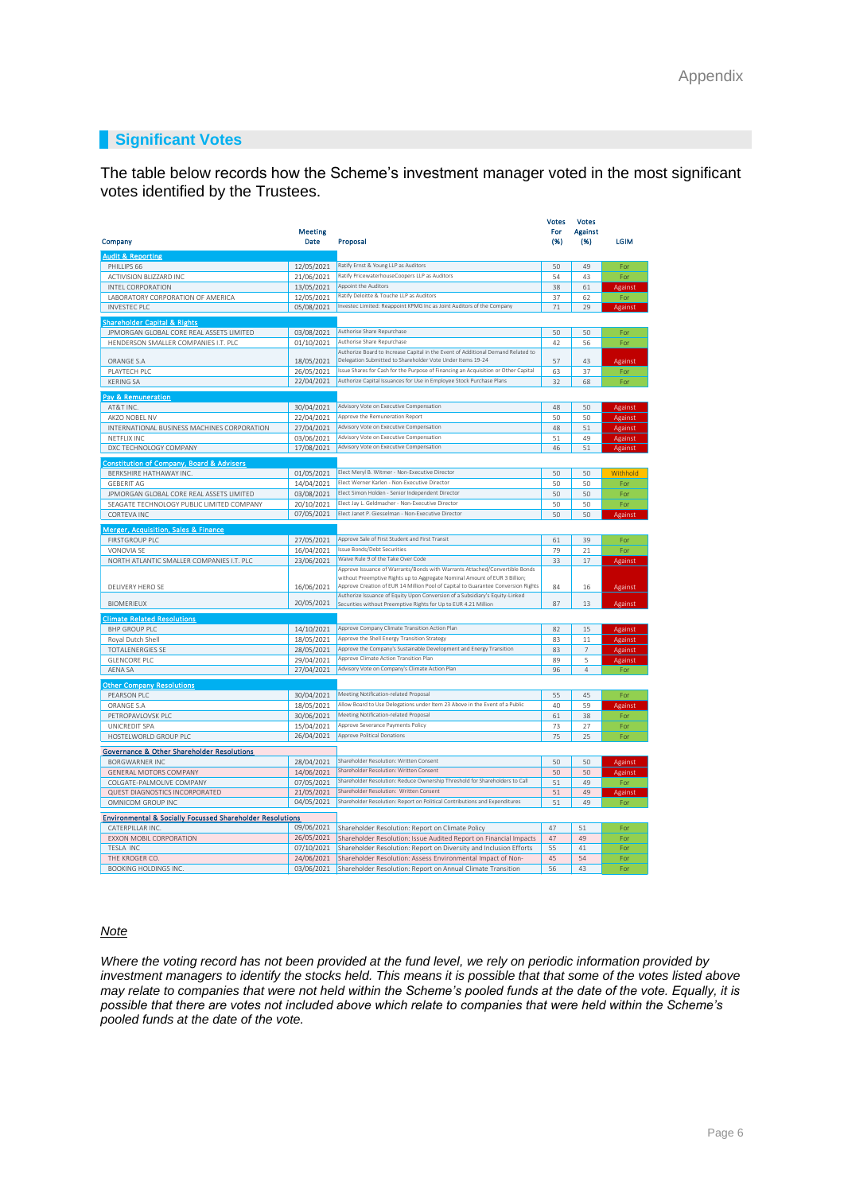## Significant Votes

The table below records how the Scheme's investment manager voted in the most significant votes identified by the Trustees.

| Company | Meeting Date | Proposal | Votes For (%) | Votes Against (%) | LGIM |
|---|---|---|---|---|---|
| **Audit & Reporting** | | | | | |
| PHILLIPS 66 | 12/05/2021 | Ratify Ernst & Young LLP as Auditors | 50 | 49 | For |
| ACTIVISION BLIZZARD INC | 21/06/2021 | Ratify PricewaterhouseCoopers LLP as Auditors | 54 | 43 | For |
| INTEL CORPORATION | 13/05/2021 | Appoint the Auditors | 38 | 61 | Against |
| LABORATORY CORPORATION OF AMERICA | 12/05/2021 | Ratify Deloitte & Touche LLP as Auditors | 37 | 62 | For |
| INVESTEC PLC | 05/08/2021 | Investec Limited: Reappoint KPMG Inc as Joint Auditors of the Company | 71 | 29 | Against |
| **Shareholder Capital & Rights** | | | | | |
| JPMORGAN GLOBAL CORE REAL ASSETS LIMITED | 03/08/2021 | Authorise Share Repurchase | 50 | 50 | For |
| HENDERSON SMALLER COMPANIES I.T. PLC | 01/10/2021 | Authorise Share Repurchase | 42 | 56 | For |
| ORANGE S.A | 18/05/2021 | Authorize Board to Increase Capital in the Event of Additional Demand Related to Delegation Submitted to Shareholder Vote Under Items 19-24 | 57 | 43 | Against |
| PLAYTECH PLC | 26/05/2021 | Issue Shares for Cash for the Purpose of Financing an Acquisition or Other Capital | 63 | 37 | For |
| KERING SA | 22/04/2021 | Authorize Capital Issuances for Use in Employee Stock Purchase Plans | 32 | 68 | For |
| **Pay & Remuneration** | | | | | |
| AT&T INC. | 30/04/2021 | Advisory Vote on Executive Compensation | 48 | 50 | Against |
| AKZO NOBEL NV | 22/04/2021 | Approve the Remuneration Report | 50 | 50 | Against |
| INTERNATIONAL BUSINESS MACHINES CORPORATION | 27/04/2021 | Advisory Vote on Executive Compensation | 48 | 51 | Against |
| NETFLIX INC | 03/06/2021 | Advisory Vote on Executive Compensation | 51 | 49 | Against |
| DXC TECHNOLOGY COMPANY | 17/08/2021 | Advisory Vote on Executive Compensation | 46 | 51 | Against |
| **Constitution of Company, Board & Advisers** | | | | | |
| BERKSHIRE HATHAWAY INC. | 01/05/2021 | Elect Meryl B. Witmer - Non-Executive Director | 50 | 50 | Withhold |
| GEBERIT AG | 14/04/2021 | Elect Werner Karlen - Non-Executive Director | 50 | 50 | For |
| JPMORGAN GLOBAL CORE REAL ASSETS LIMITED | 03/08/2021 | Elect Simon Holden - Senior Independent Director | 50 | 50 | For |
| SEAGATE TECHNOLOGY PUBLIC LIMITED COMPANY | 20/10/2021 | Elect Jay L. Geldmacher - Non-Executive Director | 50 | 50 | For |
| CORTEVA INC | 07/05/2021 | Elect Janet P. Giesselman - Non-Executive Director | 50 | 50 | Against |
| **Merger, Acquisition, Sales & Finance** | | | | | |
| FIRSTGROUP PLC | 27/05/2021 | Approve Sale of First Student and First Transit | 61 | 39 | For |
| VONOVIA SE | 16/04/2021 | Issue Bonds/Debt Securities | 79 | 21 | For |
| NORTH ATLANTIC SMALLER COMPANIES I.T. PLC | 23/06/2021 | Waive Rule 9 of the Take Over Code | 33 | 17 | Against |
| DELIVERY HERO SE | 16/06/2021 | Approve Issuance of Warrants/Bonds with Warrants Attached/Convertible Bonds without Preemptive Rights up to Aggregate Nominal Amount of EUR 3 Billion; Approve Creation of EUR 14 Million Pool of Capital to Guarantee Conversion Rights | 84 | 16 | Against |
| BIOMERIEUX | 20/05/2021 | Authorize Issuance of Equity Upon Conversion of a Subsidiary's Equity-Linked Securities without Preemptive Rights for Up to EUR 4.21 Million | 87 | 13 | Against |
| **Climate Related Resolutions** | | | | | |
| BHP GROUP PLC | 14/10/2021 | Approve Company Climate Transition Action Plan | 82 | 15 | Against |
| Royal Dutch Shell | 18/05/2021 | Approve the Shell Energy Transition Strategy | 83 | 11 | Against |
| TOTALENERGIES SE | 28/05/2021 | Approve the Company's Sustainable Development and Energy Transition | 83 | 7 | Against |
| GLENCORE PLC | 29/04/2021 | Approve Climate Action Transition Plan | 89 | 5 | Against |
| AENA SA | 27/04/2021 | Advisory Vote on Company's Climate Action Plan | 96 | 4 | For |
| **Other Company Resolutions** | | | | | |
| PEARSON PLC | 30/04/2021 | Meeting Notification-related Proposal | 55 | 45 | For |
| ORANGE S.A | 18/05/2021 | Allow Board to Use Delegations under Item 23 Above in the Event of a Public | 40 | 59 | Against |
| PETROPAVLOVSK PLC | 30/06/2021 | Meeting Notification-related Proposal | 61 | 38 | For |
| UNICREDIT SPA | 15/04/2021 | Approve Severance Payments Policy | 73 | 27 | For |
| HOSTELWORLD GROUP PLC | 26/04/2021 | Approve Political Donations | 75 | 25 | For |
| **Governance & Other Shareholder Resolutions** | | | | | |
| BORGWARNER INC | 28/04/2021 | Shareholder Resolution: Written Consent | 50 | 50 | Against |
| GENERAL MOTORS COMPANY | 14/06/2021 | Shareholder Resolution: Written Consent | 50 | 50 | Against |
| COLGATE-PALMOLIVE COMPANY | 07/05/2021 | Shareholder Resolution: Reduce Ownership Threshold for Shareholders to Call | 51 | 49 | For |
| QUEST DIAGNOSTICS INCORPORATED | 21/05/2021 | Shareholder Resolution: Written Consent | 51 | 49 | Against |
| OMNICOM GROUP INC | 04/05/2021 | Shareholder Resolution: Report on Political Contributions and Expenditures | 51 | 49 | For |
| **Environmental & Socially Focussed Shareholder Resolutions** | | | | | |
| CATERPILLAR INC. | 09/06/2021 | Shareholder Resolution: Report on Climate Policy | 47 | 51 | For |
| EXXON MOBIL CORPORATION | 26/05/2021 | Shareholder Resolution: Issue Audited Report on Financial Impacts | 47 | 49 | For |
| TESLA INC | 07/10/2021 | Shareholder Resolution: Report on Diversity and Inclusion Efforts | 55 | 41 | For |
| THE KROGER CO. | 24/06/2021 | Shareholder Resolution: Assess Environmental Impact of Non- | 45 | 54 | For |
| BOOKING HOLDINGS INC. | 03/06/2021 | Shareholder Resolution: Report on Annual Climate Transition | 56 | 43 | For |

*Note*

*Where the voting record has not been provided at the fund level, we rely on periodic information provided by investment managers to identify the stocks held. This means it is possible that that some of the votes listed above may relate to companies that were not held within the Scheme's pooled funds at the date of the vote. Equally, it is possible that there are votes not included above which relate to companies that were held within the Scheme's pooled funds at the date of the vote.*